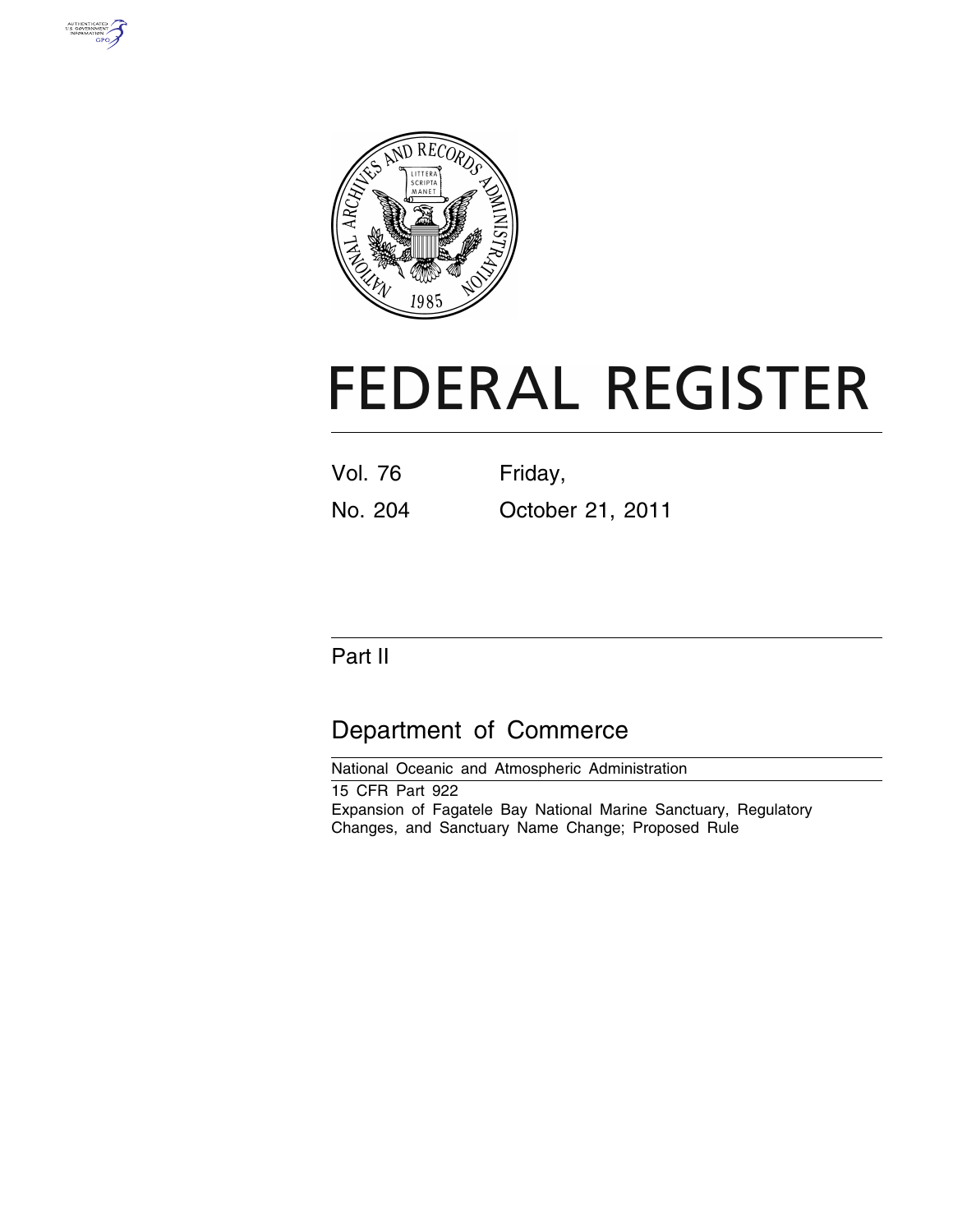# FEDERAL REGISTER

| | |
|---|---|
| Vol. 76 | Friday, |
| No. 204 | October 21, 2011 |

## Part II

## Department of Commerce

National Oceanic and Atmospheric Administration

15 CFR Part 922

Expansion of Fagatele Bay National Marine Sanctuary, Regulatory Changes, and Sanctuary Name Change; Proposed Rule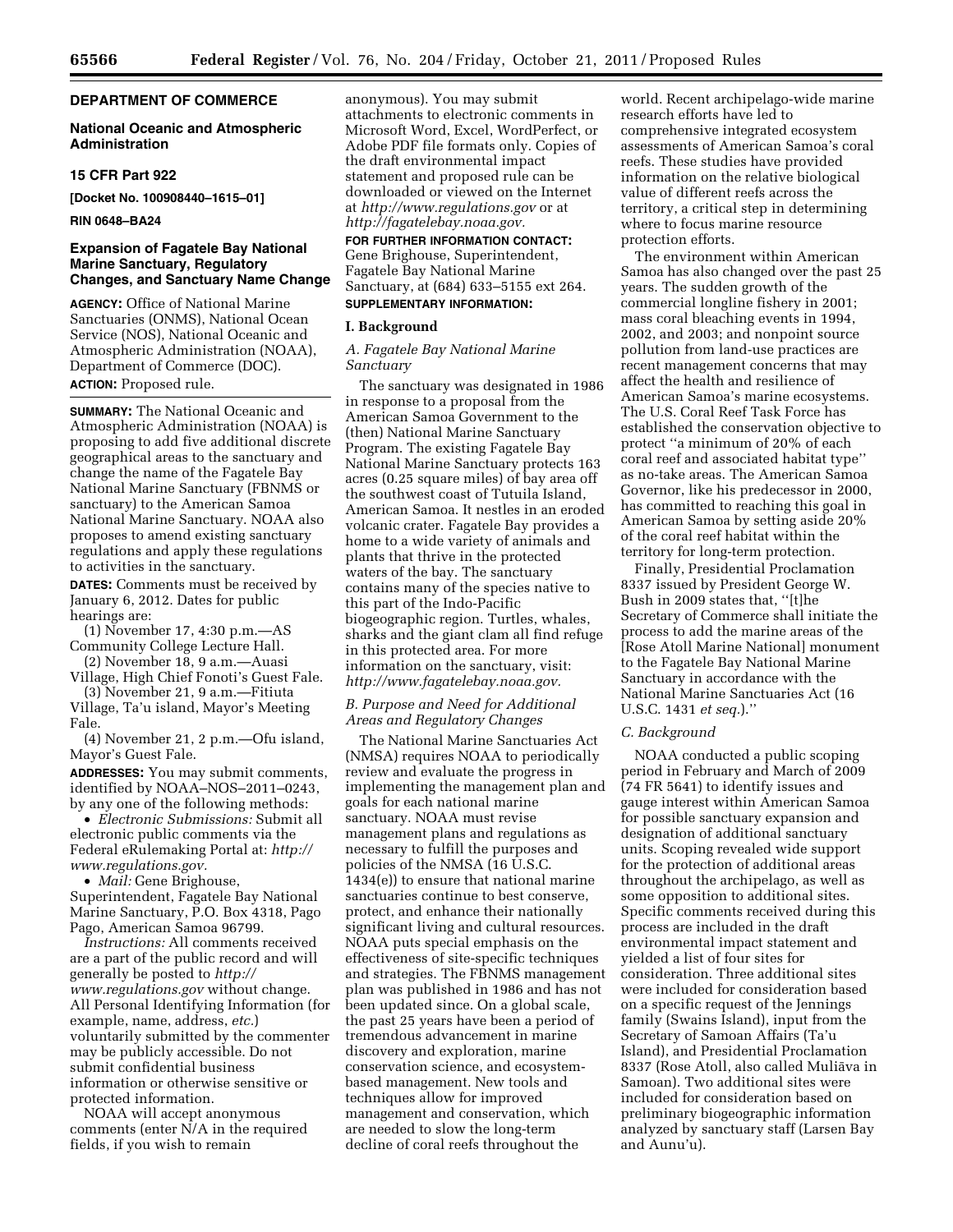**DEPARTMENT OF COMMERCE**

**National Oceanic and Atmospheric Administration**

**15 CFR Part 922**

**[Docket No. 100908440–1615–01]**

**RIN 0648–BA24**

## Expansion of Fagatele Bay National Marine Sanctuary, Regulatory Changes, and Sanctuary Name Change

**AGENCY:** Office of National Marine Sanctuaries (ONMS), National Ocean Service (NOS), National Oceanic and Atmospheric Administration (NOAA), Department of Commerce (DOC).

**ACTION:** Proposed rule.

**SUMMARY:** The National Oceanic and Atmospheric Administration (NOAA) is proposing to add five additional discrete geographical areas to the sanctuary and change the name of the Fagatele Bay National Marine Sanctuary (FBNMS or sanctuary) to the American Samoa National Marine Sanctuary. NOAA also proposes to amend existing sanctuary regulations and apply these regulations to activities in the sanctuary.

**DATES:** Comments must be received by January 6, 2012. Dates for public hearings are:

(1) November 17, 4:30 p.m.—AS Community College Lecture Hall.

(2) November 18, 9 a.m.—Auasi Village, High Chief Fonoti's Guest Fale.

(3) November 21, 9 a.m.—Fitiuta Village, Ta'u island, Mayor's Meeting Fale.

(4) November 21, 2 p.m.—Ofu island, Mayor's Guest Fale.

**ADDRESSES:** You may submit comments, identified by NOAA–NOS–2011–0243, by any one of the following methods:

- *Electronic Submissions:* Submit all electronic public comments via the Federal eRulemaking Portal at: *http://www.regulations.gov.*
- *Mail:* Gene Brighouse, Superintendent, Fagatele Bay National Marine Sanctuary, P.O. Box 4318, Pago Pago, American Samoa 96799.

*Instructions:* All comments received are a part of the public record and will generally be posted to *http://www.regulations.gov* without change. All Personal Identifying Information (for example, name, address, *etc.*) voluntarily submitted by the commenter may be publicly accessible. Do not submit confidential business information or otherwise sensitive or protected information.

NOAA will accept anonymous comments (enter N/A in the required fields, if you wish to remain anonymous). You may submit attachments to electronic comments in Microsoft Word, Excel, WordPerfect, or Adobe PDF file formats only. Copies of the draft environmental impact statement and proposed rule can be downloaded or viewed on the Internet at *http://www.regulations.gov* or at *http://fagatelebay.noaa.gov.*

**FOR FURTHER INFORMATION CONTACT:** Gene Brighouse, Superintendent, Fagatele Bay National Marine Sanctuary, at (684) 633–5155 ext 264.

**SUPPLEMENTARY INFORMATION:**

### I. Background

#### *A. Fagatele Bay National Marine Sanctuary*

The sanctuary was designated in 1986 in response to a proposal from the American Samoa Government to the (then) National Marine Sanctuary Program. The existing Fagatele Bay National Marine Sanctuary protects 163 acres (0.25 square miles) of bay area off the southwest coast of Tutuila Island, American Samoa. It nestles in an eroded volcanic crater. Fagatele Bay provides a home to a wide variety of animals and plants that thrive in the protected waters of the bay. The sanctuary contains many of the species native to this part of the Indo-Pacific biogeographic region. Turtles, whales, sharks and the giant clam all find refuge in this protected area. For more information on the sanctuary, visit: *http://www.fagatelebay.noaa.gov.*

#### *B. Purpose and Need for Additional Areas and Regulatory Changes*

The National Marine Sanctuaries Act (NMSA) requires NOAA to periodically review and evaluate the progress in implementing the management plan and goals for each national marine sanctuary. NOAA must revise management plans and regulations as necessary to fulfill the purposes and policies of the NMSA (16 U.S.C. 1434(e)) to ensure that national marine sanctuaries continue to best conserve, protect, and enhance their nationally significant living and cultural resources. NOAA puts special emphasis on the effectiveness of site-specific techniques and strategies. The FBNMS management plan was published in 1986 and has not been updated since. On a global scale, the past 25 years have been a period of tremendous advancement in marine discovery and exploration, marine conservation science, and ecosystem-based management. New tools and techniques allow for improved management and conservation, which are needed to slow the long-term decline of coral reefs throughout the world. Recent archipelago-wide marine research efforts have led to comprehensive integrated ecosystem assessments of American Samoa's coral reefs. These studies have provided information on the relative biological value of different reefs across the territory, a critical step in determining where to focus marine resource protection efforts.

The environment within American Samoa has also changed over the past 25 years. The sudden growth of the commercial longline fishery in 2001; mass coral bleaching events in 1994, 2002, and 2003; and nonpoint source pollution from land-use practices are recent management concerns that may affect the health and resilience of American Samoa's marine ecosystems. The U.S. Coral Reef Task Force has established the conservation objective to protect "a minimum of 20% of each coral reef and associated habitat type" as no-take areas. The American Samoa Governor, like his predecessor in 2000, has committed to reaching this goal in American Samoa by setting aside 20% of the coral reef habitat within the territory for long-term protection.

Finally, Presidential Proclamation 8337 issued by President George W. Bush in 2009 states that, "[t]he Secretary of Commerce shall initiate the process to add the marine areas of the [Rose Atoll Marine National] monument to the Fagatele Bay National Marine Sanctuary in accordance with the National Marine Sanctuaries Act (16 U.S.C. 1431 *et seq.*)."

#### *C. Background*

NOAA conducted a public scoping period in February and March of 2009 (74 FR 5641) to identify issues and gauge interest within American Samoa for possible sanctuary expansion and designation of additional sanctuary units. Scoping revealed wide support for the protection of additional areas throughout the archipelago, as well as some opposition to additional sites. Specific comments received during this process are included in the draft environmental impact statement and yielded a list of four sites for consideration. Three additional sites were included for consideration based on a specific request of the Jennings family (Swains Island), input from the Secretary of Samoan Affairs (Ta'u Island), and Presidential Proclamation 8337 (Rose Atoll, also called Muliāva in Samoan). Two additional sites were included for consideration based on preliminary biogeographic information analyzed by sanctuary staff (Larsen Bay and Aunu'u).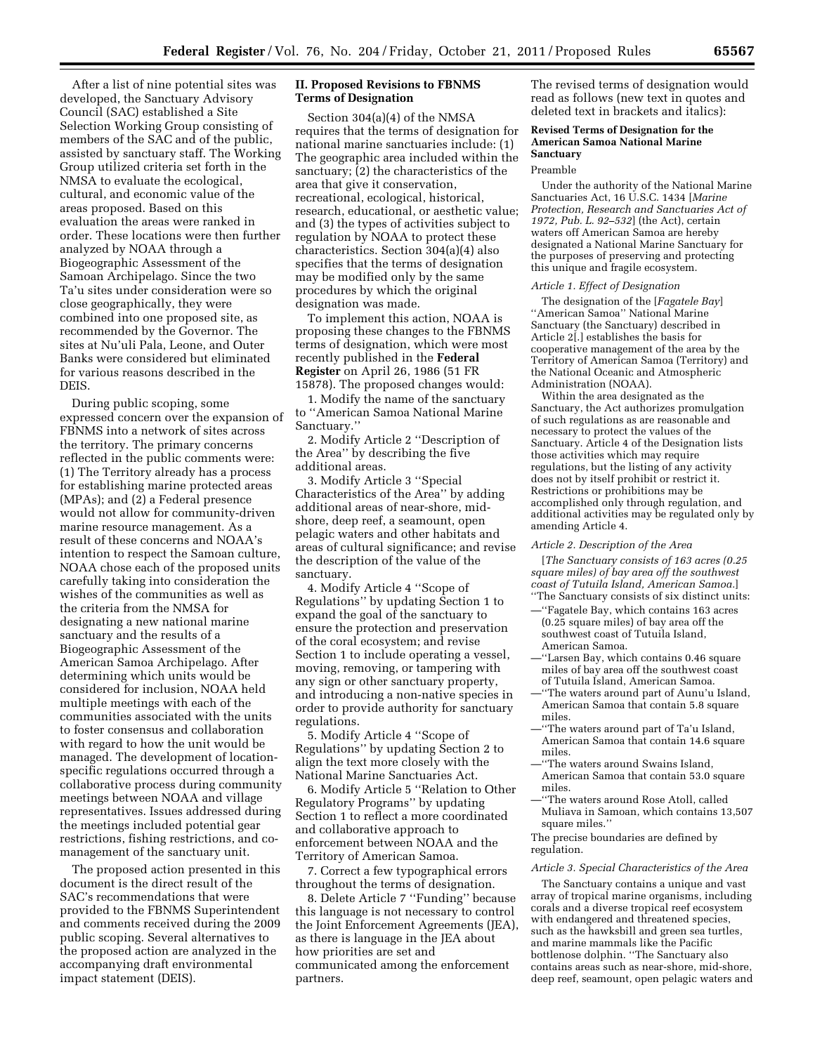After a list of nine potential sites was developed, the Sanctuary Advisory Council (SAC) established a Site Selection Working Group consisting of members of the SAC and of the public, assisted by sanctuary staff. The Working Group utilized criteria set forth in the NMSA to evaluate the ecological, cultural, and economic value of the areas proposed. Based on this evaluation the areas were ranked in order. These locations were then further analyzed by NOAA through a Biogeographic Assessment of the Samoan Archipelago. Since the two Ta'u sites under consideration were so close geographically, they were combined into one proposed site, as recommended by the Governor. The sites at Nu'uli Pala, Leone, and Outer Banks were considered but eliminated for various reasons described in the DEIS.

During public scoping, some expressed concern over the expansion of FBNMS into a network of sites across the territory. The primary concerns reflected in the public comments were: (1) The Territory already has a process for establishing marine protected areas (MPAs); and (2) a Federal presence would not allow for community-driven marine resource management. As a result of these concerns and NOAA's intention to respect the Samoan culture, NOAA chose each of the proposed units carefully taking into consideration the wishes of the communities as well as the criteria from the NMSA for designating a new national marine sanctuary and the results of a Biogeographic Assessment of the American Samoa Archipelago. After determining which units would be considered for inclusion, NOAA held multiple meetings with each of the communities associated with the units to foster consensus and collaboration with regard to how the unit would be managed. The development of location-specific regulations occurred through a collaborative process during community meetings between NOAA and village representatives. Issues addressed during the meetings included potential gear restrictions, fishing restrictions, and co-management of the sanctuary unit.

The proposed action presented in this document is the direct result of the SAC's recommendations that were provided to the FBNMS Superintendent and comments received during the 2009 public scoping. Several alternatives to the proposed action are analyzed in the accompanying draft environmental impact statement (DEIS).

## II. Proposed Revisions to FBNMS Terms of Designation

Section 304(a)(4) of the NMSA requires that the terms of designation for national marine sanctuaries include: (1) The geographic area included within the sanctuary; (2) the characteristics of the area that give it conservation, recreational, ecological, historical, research, educational, or aesthetic value; and (3) the types of activities subject to regulation by NOAA to protect these characteristics. Section 304(a)(4) also specifies that the terms of designation may be modified only by the same procedures by which the original designation was made.

To implement this action, NOAA is proposing these changes to the FBNMS terms of designation, which were most recently published in the **Federal Register** on April 26, 1986 (51 FR 15878). The proposed changes would:

1. Modify the name of the sanctuary to ''American Samoa National Marine Sanctuary.''

2. Modify Article 2 ''Description of the Area'' by describing the five additional areas.

3. Modify Article 3 ''Special Characteristics of the Area'' by adding additional areas of near-shore, mid-shore, deep reef, a seamount, open pelagic waters and other habitats and areas of cultural significance; and revise the description of the value of the sanctuary.

4. Modify Article 4 ''Scope of Regulations'' by updating Section 1 to expand the goal of the sanctuary to ensure the protection and preservation of the coral ecosystem; and revise Section 1 to include operating a vessel, moving, removing, or tampering with any sign or other sanctuary property, and introducing a non-native species in order to provide authority for sanctuary regulations.

5. Modify Article 4 ''Scope of Regulations'' by updating Section 2 to align the text more closely with the National Marine Sanctuaries Act.

6. Modify Article 5 ''Relation to Other Regulatory Programs'' by updating Section 1 to reflect a more coordinated and collaborative approach to enforcement between NOAA and the Territory of American Samoa.

7. Correct a few typographical errors throughout the terms of designation.

8. Delete Article 7 ''Funding'' because this language is not necessary to control the Joint Enforcement Agreements (JEA), as there is language in the JEA about how priorities are set and communicated among the enforcement partners.

The revised terms of designation would read as follows (new text in quotes and deleted text in brackets and italics):

**Revised Terms of Designation for the American Samoa National Marine Sanctuary**

Preamble

Under the authority of the National Marine Sanctuaries Act, 16 U.S.C. 1434 [*Marine Protection, Research and Sanctuaries Act of 1972, Pub. L. 92–532*] (the Act), certain waters off American Samoa are hereby designated a National Marine Sanctuary for the purposes of preserving and protecting this unique and fragile ecosystem.

*Article 1. Effect of Designation*

The designation of the [*Fagatele Bay*] ''American Samoa'' National Marine Sanctuary (the Sanctuary) described in Article 2[.] establishes the basis for cooperative management of the area by the Territory of American Samoa (Territory) and the National Oceanic and Atmospheric Administration (NOAA).

Within the area designated as the Sanctuary, the Act authorizes promulgation of such regulations as are reasonable and necessary to protect the values of the Sanctuary. Article 4 of the Designation lists those activities which may require regulations, but the listing of any activity does not by itself prohibit or restrict it. Restrictions or prohibitions may be accomplished only through regulation, and additional activities may be regulated only by amending Article 4.

*Article 2. Description of the Area*

[*The Sanctuary consists of 163 acres (0.25 square miles) of bay area off the southwest coast of Tutuila Island, American Samoa.*] ''The Sanctuary consists of six distinct units:

—''Fagatele Bay, which contains 163 acres (0.25 square miles) of bay area off the southwest coast of Tutuila Island, American Samoa.

—''Larsen Bay, which contains 0.46 square miles of bay area off the southwest coast of Tutuila Island, American Samoa.

—''The waters around part of Aunu'u Island, American Samoa that contain 5.8 square miles.

—''The waters around part of Ta'u Island, American Samoa that contain 14.6 square miles.

—''The waters around Swains Island, American Samoa that contain 53.0 square miles.

—''The waters around Rose Atoll, called Muliava in Samoan, which contains 13,507 square miles.''

The precise boundaries are defined by regulation.

*Article 3. Special Characteristics of the Area*

The Sanctuary contains a unique and vast array of tropical marine organisms, including corals and a diverse tropical reef ecosystem with endangered and threatened species, such as the hawksbill and green sea turtles, and marine mammals like the Pacific bottlenose dolphin. ''The Sanctuary also contains areas such as near-shore, mid-shore, deep reef, seamount, open pelagic waters and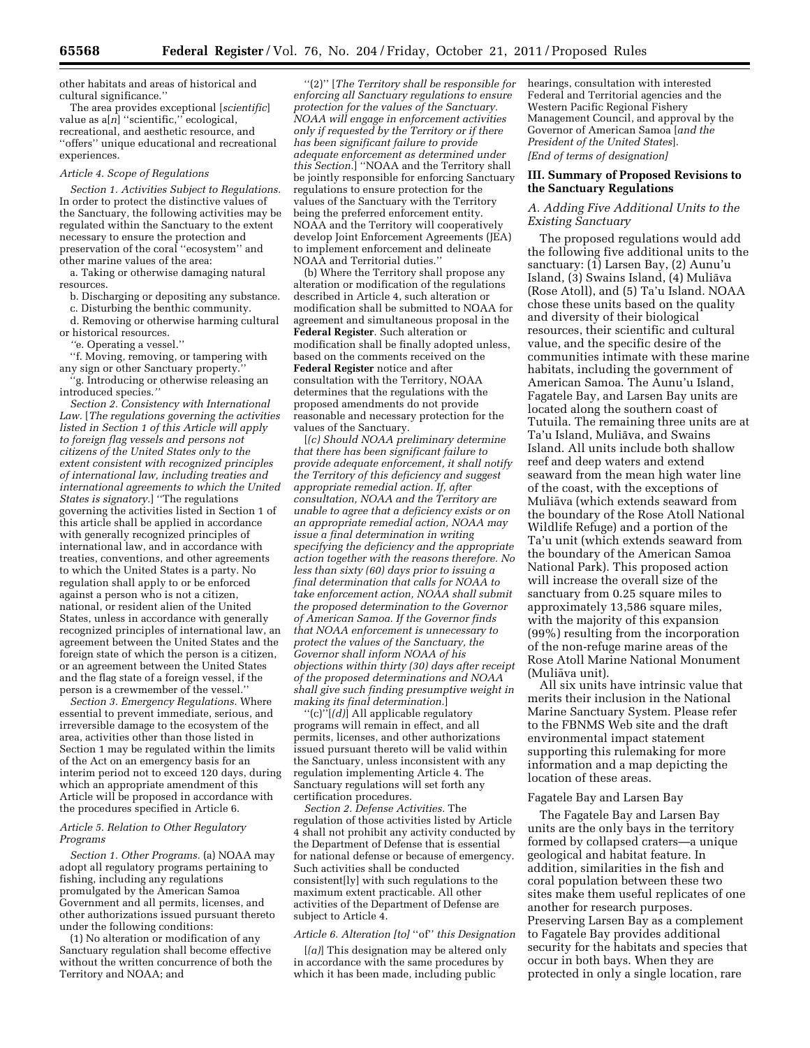other habitats and areas of historical and cultural significance.''

The area provides exceptional [*scientific*] value as a[*n*] ''scientific,'' ecological, recreational, and aesthetic resource, and ''offers'' unique educational and recreational experiences.

*Article 4. Scope of Regulations*

*Section 1. Activities Subject to Regulations.* In order to protect the distinctive values of the Sanctuary, the following activities may be regulated within the Sanctuary to the extent necessary to ensure the protection and preservation of the coral ''ecosystem'' and other marine values of the area:

a. Taking or otherwise damaging natural resources.

b. Discharging or depositing any substance.

c. Disturbing the benthic community.

d. Removing or otherwise harming cultural or historical resources.

''e. Operating a vessel.''

''f. Moving, removing, or tampering with any sign or other Sanctuary property.''

''g. Introducing or otherwise releasing an introduced species.''

*Section 2. Consistency with International Law.* [*The regulations governing the activities listed in Section 1 of this Article will apply to foreign flag vessels and persons not citizens of the United States only to the extent consistent with recognized principles of international law, including treaties and international agreements to which the United States is signatory.*] ''The regulations governing the activities listed in Section 1 of this article shall be applied in accordance with generally recognized principles of international law, and in accordance with treaties, conventions, and other agreements to which the United States is a party. No regulation shall apply to or be enforced against a person who is not a citizen, national, or resident alien of the United States, unless in accordance with generally recognized principles of international law, an agreement between the United States and the foreign state of which the person is a citizen, or an agreement between the United States and the flag state of a foreign vessel, if the person is a crewmember of the vessel.''

*Section 3. Emergency Regulations.* Where essential to prevent immediate, serious, and irreversible damage to the ecosystem of the area, activities other than those listed in Section 1 may be regulated within the limits of the Act on an emergency basis for an interim period not to exceed 120 days, during which an appropriate amendment of this Article will be proposed in accordance with the procedures specified in Article 6.

*Article 5. Relation to Other Regulatory Programs*

*Section 1. Other Programs.* (a) NOAA may adopt all regulatory programs pertaining to fishing, including any regulations promulgated by the American Samoa Government and all permits, licenses, and other authorizations issued pursuant thereto under the following conditions:

(1) No alteration or modification of any Sanctuary regulation shall become effective without the written concurrence of both the Territory and NOAA; and

''(2)'' [*The Territory shall be responsible for enforcing all Sanctuary regulations to ensure protection for the values of the Sanctuary. NOAA will engage in enforcement activities only if requested by the Territory or if there has been significant failure to provide adequate enforcement as determined under this Section.*] ''NOAA and the Territory shall be jointly responsible for enforcing Sanctuary regulations to ensure protection for the values of the Sanctuary with the Territory being the preferred enforcement entity. NOAA and the Territory will cooperatively develop Joint Enforcement Agreements (JEA) to implement enforcement and delineate NOAA and Territorial duties.''

(b) Where the Territory shall propose any alteration or modification of the regulations described in Article 4, such alteration or modification shall be submitted to NOAA for agreement and simultaneous proposal in the **Federal Register**. Such alteration or modification shall be finally adopted unless, based on the comments received on the **Federal Register** notice and after consultation with the Territory, NOAA determines that the regulations with the proposed amendments do not provide reasonable and necessary protection for the values of the Sanctuary.

[*(c) Should NOAA preliminary determine that there has been significant failure to provide adequate enforcement, it shall notify the Territory of this deficiency and suggest appropriate remedial action. If, after consultation, NOAA and the Territory are unable to agree that a deficiency exists or on an appropriate remedial action, NOAA may issue a final determination in writing specifying the deficiency and the appropriate action together with the reasons therefore. No less than sixty (60) days prior to issuing a final determination that calls for NOAA to take enforcement action, NOAA shall submit the proposed determination to the Governor of American Samoa. If the Governor finds that NOAA enforcement is unnecessary to protect the values of the Sanctuary, the Governor shall inform NOAA of his objections within thirty (30) days after receipt of the proposed determinations and NOAA shall give such finding presumptive weight in making its final determination.*]

''(c)''[*(d)*] All applicable regulatory programs will remain in effect, and all permits, licenses, and other authorizations issued pursuant thereto will be valid within the Sanctuary, unless inconsistent with any regulation implementing Article 4. The Sanctuary regulations will set forth any certification procedures.

*Section 2. Defense Activities.* The regulation of those activities listed by Article 4 shall not prohibit any activity conducted by the Department of Defense that is essential for national defense or because of emergency. Such activities shall be conducted consistent[ly] with such regulations to the maximum extent practicable. All other activities of the Department of Defense are subject to Article 4.

*Article 6. Alteration [to]* ''of'' *this Designation*

[*(a)*] This designation may be altered only in accordance with the same procedures by which it has been made, including public hearings, consultation with interested Federal and Territorial agencies and the Western Pacific Regional Fishery Management Council, and approval by the Governor of American Samoa [*and the President of the United States*].

*[End of terms of designation]*

## III. Summary of Proposed Revisions to the Sanctuary Regulations

### *A. Adding Five Additional Units to the Existing Sanctuary*

The proposed regulations would add the following five additional units to the sanctuary: (1) Larsen Bay, (2) Aunu'u Island, (3) Swains Island, (4) Muliāva (Rose Atoll), and (5) Ta'u Island. NOAA chose these units based on the quality and diversity of their biological resources, their scientific and cultural value, and the specific desire of the communities intimate with these marine habitats, including the government of American Samoa. The Aunu'u Island, Fagatele Bay, and Larsen Bay units are located along the southern coast of Tutuila. The remaining three units are at Ta'u Island, Muliāva, and Swains Island. All units include both shallow reef and deep waters and extend seaward from the mean high water line of the coast, with the exceptions of Muliāva (which extends seaward from the boundary of the Rose Atoll National Wildlife Refuge) and a portion of the Ta'u unit (which extends seaward from the boundary of the American Samoa National Park). This proposed action will increase the overall size of the sanctuary from 0.25 square miles to approximately 13,586 square miles, with the majority of this expansion (99%) resulting from the incorporation of the non-refuge marine areas of the Rose Atoll Marine National Monument (Muliāva unit).

All six units have intrinsic value that merits their inclusion in the National Marine Sanctuary System. Please refer to the FBNMS Web site and the draft environmental impact statement supporting this rulemaking for more information and a map depicting the location of these areas.

#### Fagatele Bay and Larsen Bay

The Fagatele Bay and Larsen Bay units are the only bays in the territory formed by collapsed craters—a unique geological and habitat feature. In addition, similarities in the fish and coral population between these two sites make them useful replicates of one another for research purposes. Preserving Larsen Bay as a complement to Fagatele Bay provides additional security for the habitats and species that occur in both bays. When they are protected in only a single location, rare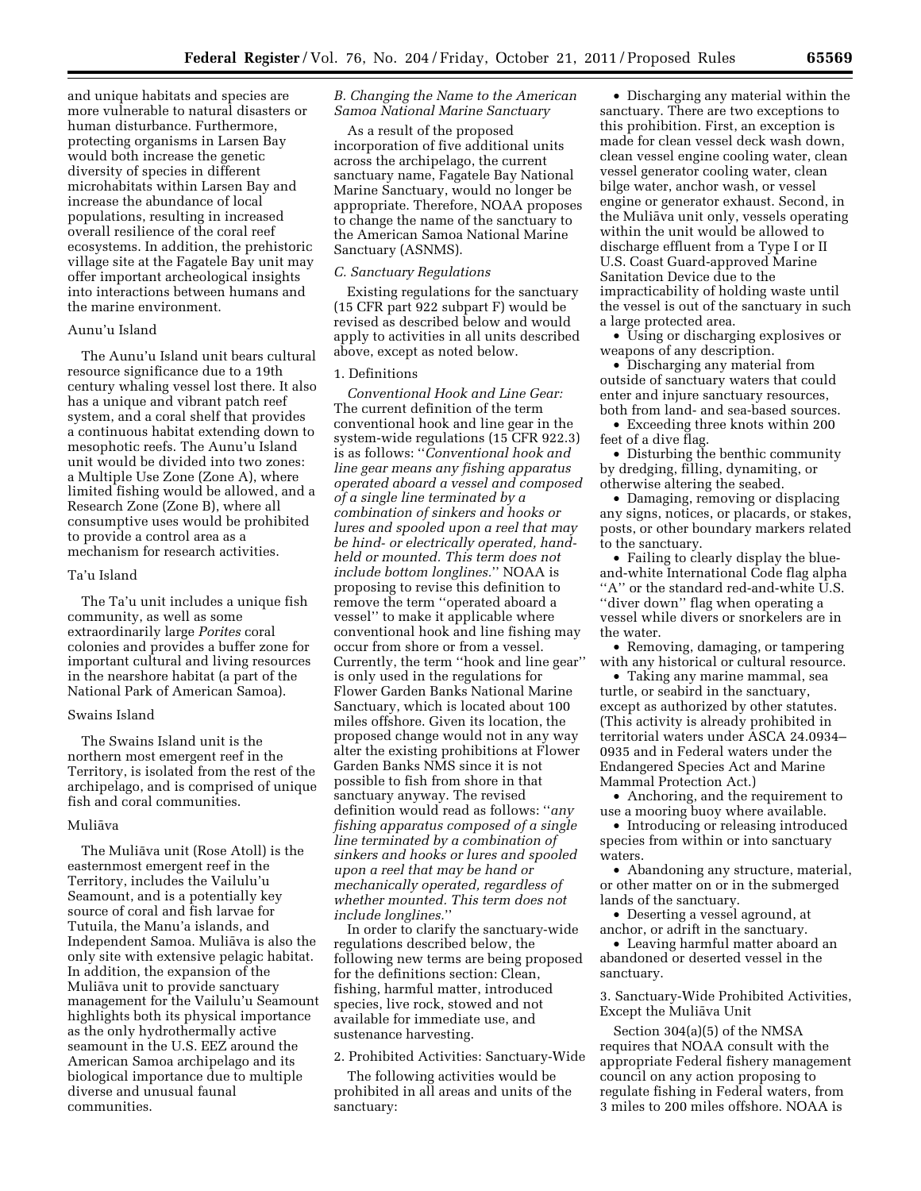and unique habitats and species are more vulnerable to natural disasters or human disturbance. Furthermore, protecting organisms in Larsen Bay would both increase the genetic diversity of species in different microhabitats within Larsen Bay and increase the abundance of local populations, resulting in increased overall resilience of the coral reef ecosystems. In addition, the prehistoric village site at the Fagatele Bay unit may offer important archeological insights into interactions between humans and the marine environment.

Aunu'u Island

The Aunu'u Island unit bears cultural resource significance due to a 19th century whaling vessel lost there. It also has a unique and vibrant patch reef system, and a coral shelf that provides a continuous habitat extending down to mesophotic reefs. The Aunu'u Island unit would be divided into two zones: a Multiple Use Zone (Zone A), where limited fishing would be allowed, and a Research Zone (Zone B), where all consumptive uses would be prohibited to provide a control area as a mechanism for research activities.

Ta'u Island

The Ta'u unit includes a unique fish community, as well as some extraordinarily large *Porites* coral colonies and provides a buffer zone for important cultural and living resources in the nearshore habitat (a part of the National Park of American Samoa).

Swains Island

The Swains Island unit is the northern most emergent reef in the Territory, is isolated from the rest of the archipelago, and is comprised of unique fish and coral communities.

Muliāva

The Muliāva unit (Rose Atoll) is the easternmost emergent reef in the Territory, includes the Vailulu'u Seamount, and is a potentially key source of coral and fish larvae for Tutuila, the Manu'a islands, and Independent Samoa. Muliāva is also the only site with extensive pelagic habitat. In addition, the expansion of the Muliāva unit to provide sanctuary management for the Vailulu'u Seamount highlights both its physical importance as the only hydrothermally active seamount in the U.S. EEZ around the American Samoa archipelago and its biological importance due to multiple diverse and unusual faunal communities.

*B. Changing the Name to the American Samoa National Marine Sanctuary*

As a result of the proposed incorporation of five additional units across the archipelago, the current sanctuary name, Fagatele Bay National Marine Sanctuary, would no longer be appropriate. Therefore, NOAA proposes to change the name of the sanctuary to the American Samoa National Marine Sanctuary (ASNMS).

*C. Sanctuary Regulations*

Existing regulations for the sanctuary (15 CFR part 922 subpart F) would be revised as described below and would apply to activities in all units described above, except as noted below.

1. Definitions

*Conventional Hook and Line Gear:* The current definition of the term conventional hook and line gear in the system-wide regulations (15 CFR 922.3) is as follows: ''*Conventional hook and line gear means any fishing apparatus operated aboard a vessel and composed of a single line terminated by a combination of sinkers and hooks or lures and spooled upon a reel that may be hind- or electrically operated, hand-held or mounted. This term does not include bottom longlines.*'' NOAA is proposing to revise this definition to remove the term ''operated aboard a vessel'' to make it applicable where conventional hook and line fishing may occur from shore or from a vessel. Currently, the term ''hook and line gear'' is only used in the regulations for Flower Garden Banks National Marine Sanctuary, which is located about 100 miles offshore. Given its location, the proposed change would not in any way alter the existing prohibitions at Flower Garden Banks NMS since it is not possible to fish from shore in that sanctuary anyway. The revised definition would read as follows: ''*any fishing apparatus composed of a single line terminated by a combination of sinkers and hooks or lures and spooled upon a reel that may be hand or mechanically operated, regardless of whether mounted. This term does not include longlines.*''

In order to clarify the sanctuary-wide regulations described below, the following new terms are being proposed for the definitions section: Clean, fishing, harmful matter, introduced species, live rock, stowed and not available for immediate use, and sustenance harvesting.

2. Prohibited Activities: Sanctuary-Wide

The following activities would be prohibited in all areas and units of the sanctuary:

- Discharging any material within the sanctuary. There are two exceptions to this prohibition. First, an exception is made for clean vessel deck wash down, clean vessel engine cooling water, clean vessel generator cooling water, clean bilge water, anchor wash, or vessel engine or generator exhaust. Second, in the Muliāva unit only, vessels operating within the unit would be allowed to discharge effluent from a Type I or II U.S. Coast Guard-approved Marine Sanitation Device due to the impracticability of holding waste until the vessel is out of the sanctuary in such a large protected area.
- Using or discharging explosives or weapons of any description.
- Discharging any material from outside of sanctuary waters that could enter and injure sanctuary resources, both from land- and sea-based sources.
- Exceeding three knots within 200 feet of a dive flag.
- Disturbing the benthic community by dredging, filling, dynamiting, or otherwise altering the seabed.
- Damaging, removing or displacing any signs, notices, or placards, or stakes, posts, or other boundary markers related to the sanctuary.
- Failing to clearly display the blue-and-white International Code flag alpha ''A'' or the standard red-and-white U.S. ''diver down'' flag when operating a vessel while divers or snorkelers are in the water.
- Removing, damaging, or tampering with any historical or cultural resource.
- Taking any marine mammal, sea turtle, or seabird in the sanctuary, except as authorized by other statutes. (This activity is already prohibited in territorial waters under ASCA 24.0934–0935 and in Federal waters under the Endangered Species Act and Marine Mammal Protection Act.)
- Anchoring, and the requirement to use a mooring buoy where available.
- Introducing or releasing introduced species from within or into sanctuary waters.
- Abandoning any structure, material, or other matter on or in the submerged lands of the sanctuary.
- Deserting a vessel aground, at anchor, or adrift in the sanctuary.
- Leaving harmful matter aboard an abandoned or deserted vessel in the sanctuary.

3. Sanctuary-Wide Prohibited Activities, Except the Muliāva Unit

Section 304(a)(5) of the NMSA requires that NOAA consult with the appropriate Federal fishery management council on any action proposing to regulate fishing in Federal waters, from 3 miles to 200 miles offshore. NOAA is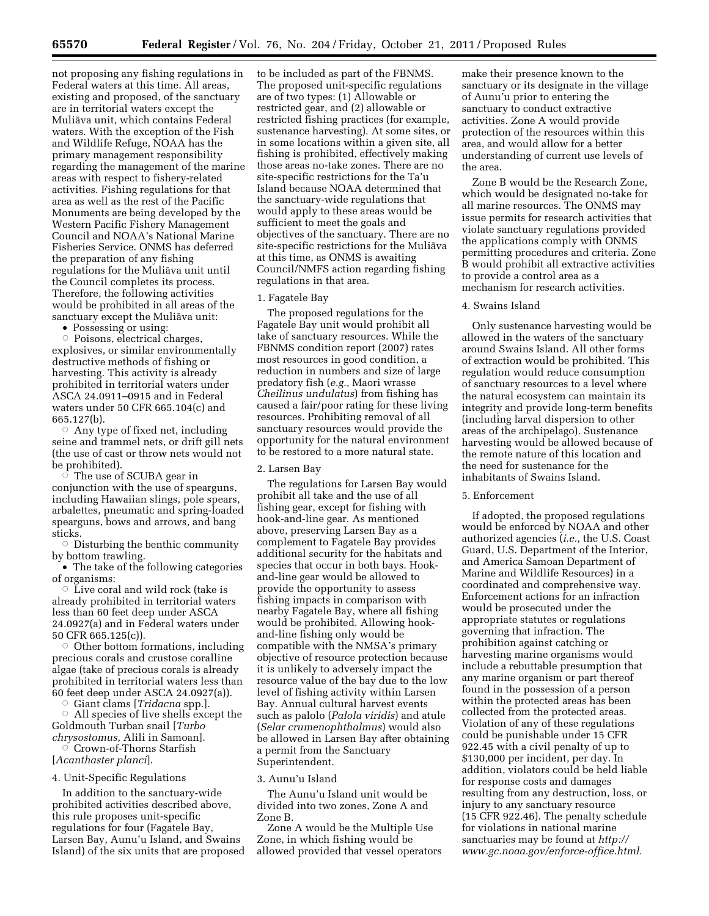not proposing any fishing regulations in Federal waters at this time. All areas, existing and proposed, of the sanctuary are in territorial waters except the Muliāva unit, which contains Federal waters. With the exception of the Fish and Wildlife Refuge, NOAA has the primary management responsibility regarding the management of the marine areas with respect to fishery-related activities. Fishing regulations for that area as well as the rest of the Pacific Monuments are being developed by the Western Pacific Fishery Management Council and NOAA's National Marine Fisheries Service. ONMS has deferred the preparation of any fishing regulations for the Muliāva unit until the Council completes its process. Therefore, the following activities would be prohibited in all areas of the sanctuary except the Muliāva unit:

- Possessing or using:
  - Poisons, electrical charges, explosives, or similar environmentally destructive methods of fishing or harvesting. This activity is already prohibited in territorial waters under ASCA 24.0911–0915 and in Federal waters under 50 CFR 665.104(c) and 665.127(b).
  - Any type of fixed net, including seine and trammel nets, or drift gill nets (the use of cast or throw nets would not be prohibited).
  - The use of SCUBA gear in conjunction with the use of spearguns, including Hawaiian slings, pole spears, arbalettes, pneumatic and spring-loaded spearguns, bows and arrows, and bang sticks.
  - Disturbing the benthic community by bottom trawling.
- The take of the following categories of organisms:
  - Live coral and wild rock (take is already prohibited in territorial waters less than 60 feet deep under ASCA 24.0927(a) and in Federal waters under 50 CFR 665.125(c)).
  - Other bottom formations, including precious corals and crustose coralline algae (take of precious corals is already prohibited in territorial waters less than 60 feet deep under ASCA 24.0927(a)).
  - Giant clams [*Tridacna* spp.].
  - All species of live shells except the Goldmouth Turban snail [*Turbo chrysostomus,* Alili in Samoan].
  - Crown-of-Thorns Starfish [*Acanthaster planci*].

4. Unit-Specific Regulations

In addition to the sanctuary-wide prohibited activities described above, this rule proposes unit-specific regulations for four (Fagatele Bay, Larsen Bay, Aunu'u Island, and Swains Island) of the six units that are proposed to be included as part of the FBNMS. The proposed unit-specific regulations are of two types: (1) Allowable or restricted gear, and (2) allowable or restricted fishing practices (for example, sustenance harvesting). At some sites, or in some locations within a given site, all fishing is prohibited, effectively making those areas no-take zones. There are no site-specific restrictions for the Ta'u Island because NOAA determined that the sanctuary-wide regulations that would apply to these areas would be sufficient to meet the goals and objectives of the sanctuary. There are no site-specific restrictions for the Muliāva at this time, as ONMS is awaiting Council/NMFS action regarding fishing regulations in that area.

1. Fagatele Bay

The proposed regulations for the Fagatele Bay unit would prohibit all take of sanctuary resources. While the FBNMS condition report (2007) rates most resources in good condition, a reduction in numbers and size of large predatory fish (*e.g.,* Maori wrasse *Cheilinus undulatus*) from fishing has caused a fair/poor rating for these living resources. Prohibiting removal of all sanctuary resources would provide the opportunity for the natural environment to be restored to a more natural state.

2. Larsen Bay

The regulations for Larsen Bay would prohibit all take and the use of all fishing gear, except for fishing with hook-and-line gear. As mentioned above, preserving Larsen Bay as a complement to Fagatele Bay provides additional security for the habitats and species that occur in both bays. Hook-and-line gear would be allowed to provide the opportunity to assess fishing impacts in comparison with nearby Fagatele Bay, where all fishing would be prohibited. Allowing hook-and-line fishing only would be compatible with the NMSA's primary objective of resource protection because it is unlikely to adversely impact the resource value of the bay due to the low level of fishing activity within Larsen Bay. Annual cultural harvest events such as palolo (*Palola viridis*) and atule (*Selar crumenophthalmus*) would also be allowed in Larsen Bay after obtaining a permit from the Sanctuary Superintendent.

3. Aunu'u Island

The Aunu'u Island unit would be divided into two zones, Zone A and Zone B.

Zone A would be the Multiple Use Zone, in which fishing would be allowed provided that vessel operators make their presence known to the sanctuary or its designate in the village of Aunu'u prior to entering the sanctuary to conduct extractive activities. Zone A would provide protection of the resources within this area, and would allow for a better understanding of current use levels of the area.

Zone B would be the Research Zone, which would be designated no-take for all marine resources. The ONMS may issue permits for research activities that violate sanctuary regulations provided the applications comply with ONMS permitting procedures and criteria. Zone B would prohibit all extractive activities to provide a control area as a mechanism for research activities.

4. Swains Island

Only sustenance harvesting would be allowed in the waters of the sanctuary around Swains Island. All other forms of extraction would be prohibited. This regulation would reduce consumption of sanctuary resources to a level where the natural ecosystem can maintain its integrity and provide long-term benefits (including larval dispersion to other areas of the archipelago). Sustenance harvesting would be allowed because of the remote nature of this location and the need for sustenance for the inhabitants of Swains Island.

5. Enforcement

If adopted, the proposed regulations would be enforced by NOAA and other authorized agencies (*i.e.,* the U.S. Coast Guard, U.S. Department of the Interior, and America Samoan Department of Marine and Wildlife Resources) in a coordinated and comprehensive way. Enforcement actions for an infraction would be prosecuted under the appropriate statutes or regulations governing that infraction. The prohibition against catching or harvesting marine organisms would include a rebuttable presumption that any marine organism or part thereof found in the possession of a person within the protected areas has been collected from the protected areas. Violation of any of these regulations could be punishable under 15 CFR 922.45 with a civil penalty of up to $130,000 per incident, per day. In addition, violators could be held liable for response costs and damages resulting from any destruction, loss, or injury to any sanctuary resource (15 CFR 922.46). The penalty schedule for violations in national marine sanctuaries may be found at *http://www.gc.noaa.gov/enforce-office.html.*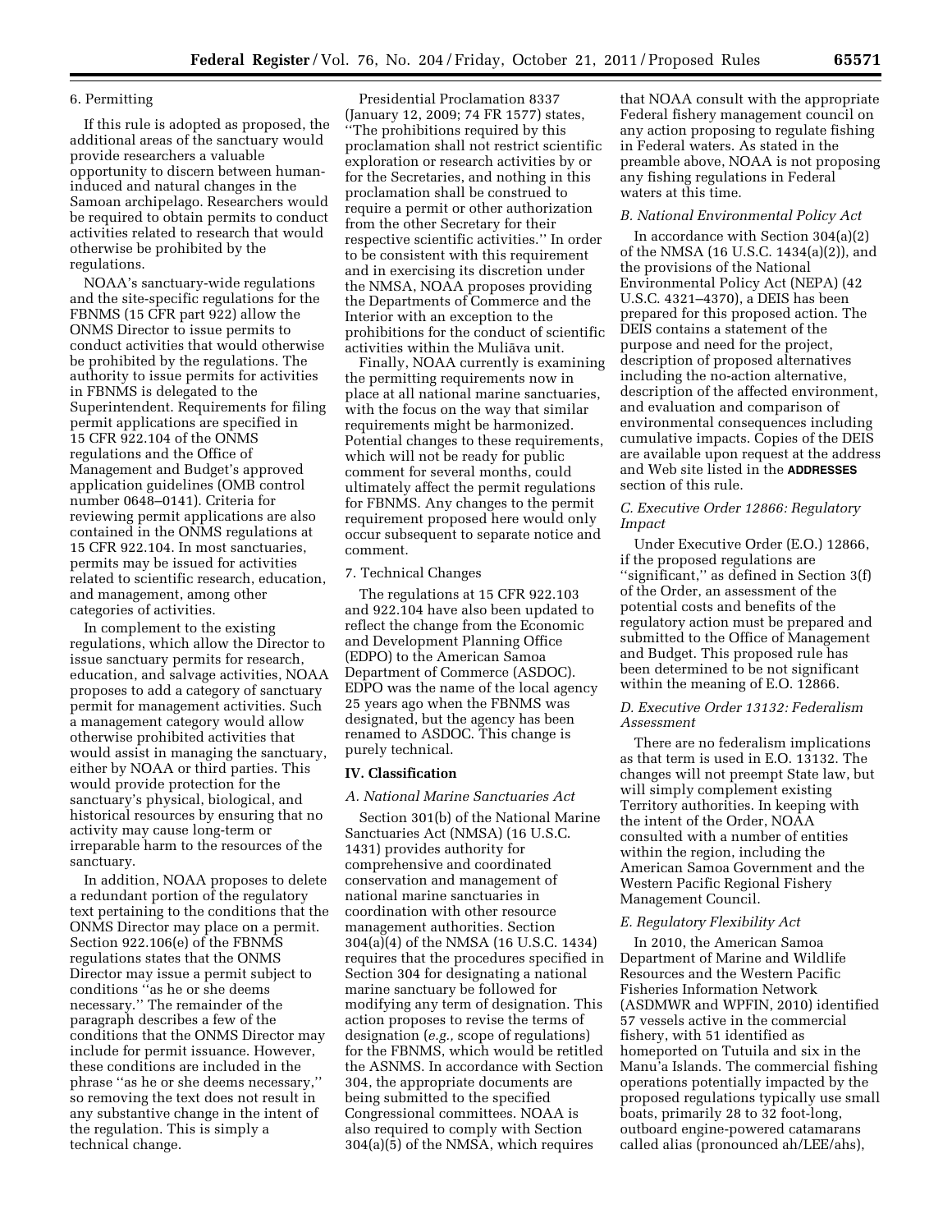6. Permitting

If this rule is adopted as proposed, the additional areas of the sanctuary would provide researchers a valuable opportunity to discern between human-induced and natural changes in the Samoan archipelago. Researchers would be required to obtain permits to conduct activities related to research that would otherwise be prohibited by the regulations.

NOAA's sanctuary-wide regulations and the site-specific regulations for the FBNMS (15 CFR part 922) allow the ONMS Director to issue permits to conduct activities that would otherwise be prohibited by the regulations. The authority to issue permits for activities in FBNMS is delegated to the Superintendent. Requirements for filing permit applications are specified in 15 CFR 922.104 of the ONMS regulations and the Office of Management and Budget's approved application guidelines (OMB control number 0648–0141). Criteria for reviewing permit applications are also contained in the ONMS regulations at 15 CFR 922.104. In most sanctuaries, permits may be issued for activities related to scientific research, education, and management, among other categories of activities.

In complement to the existing regulations, which allow the Director to issue sanctuary permits for research, education, and salvage activities, NOAA proposes to add a category of sanctuary permit for management activities. Such a management category would allow otherwise prohibited activities that would assist in managing the sanctuary, either by NOAA or third parties. This would provide protection for the sanctuary's physical, biological, and historical resources by ensuring that no activity may cause long-term or irreparable harm to the resources of the sanctuary.

In addition, NOAA proposes to delete a redundant portion of the regulatory text pertaining to the conditions that the ONMS Director may place on a permit. Section 922.106(e) of the FBNMS regulations states that the ONMS Director may issue a permit subject to conditions "as he or she deems necessary." The remainder of the paragraph describes a few of the conditions that the ONMS Director may include for permit issuance. However, these conditions are included in the phrase "as he or she deems necessary," so removing the text does not result in any substantive change in the intent of the regulation. This is simply a technical change.

Presidential Proclamation 8337 (January 12, 2009; 74 FR 1577) states, "The prohibitions required by this proclamation shall not restrict scientific exploration or research activities by or for the Secretaries, and nothing in this proclamation shall be construed to require a permit or other authorization from the other Secretary for their respective scientific activities." In order to be consistent with this requirement and in exercising its discretion under the NMSA, NOAA proposes providing the Departments of Commerce and the Interior with an exception to the prohibitions for the conduct of scientific activities within the Muliāva unit.

Finally, NOAA currently is examining the permitting requirements now in place at all national marine sanctuaries, with the focus on the way that similar requirements might be harmonized. Potential changes to these requirements, which will not be ready for public comment for several months, could ultimately affect the permit regulations for FBNMS. Any changes to the permit requirement proposed here would only occur subsequent to separate notice and comment.

7. Technical Changes

The regulations at 15 CFR 922.103 and 922.104 have also been updated to reflect the change from the Economic and Development Planning Office (EDPO) to the American Samoa Department of Commerce (ASDOC). EDPO was the name of the local agency 25 years ago when the FBNMS was designated, but the agency has been renamed to ASDOC. This change is purely technical.

## IV. Classification

### *A. National Marine Sanctuaries Act*

Section 301(b) of the National Marine Sanctuaries Act (NMSA) (16 U.S.C. 1431) provides authority for comprehensive and coordinated conservation and management of national marine sanctuaries in coordination with other resource management authorities. Section 304(a)(4) of the NMSA (16 U.S.C. 1434) requires that the procedures specified in Section 304 for designating a national marine sanctuary be followed for modifying any term of designation. This action proposes to revise the terms of designation (*e.g.,* scope of regulations) for the FBNMS, which would be retitled the ASNMS. In accordance with Section 304, the appropriate documents are being submitted to the specified Congressional committees. NOAA is also required to comply with Section 304(a)(5) of the NMSA, which requires that NOAA consult with the appropriate Federal fishery management council on any action proposing to regulate fishing in Federal waters. As stated in the preamble above, NOAA is not proposing any fishing regulations in Federal waters at this time.

### *B. National Environmental Policy Act*

In accordance with Section 304(a)(2) of the NMSA (16 U.S.C. 1434(a)(2)), and the provisions of the National Environmental Policy Act (NEPA) (42 U.S.C. 4321–4370), a DEIS has been prepared for this proposed action. The DEIS contains a statement of the purpose and need for the project, description of proposed alternatives including the no-action alternative, description of the affected environment, and evaluation and comparison of environmental consequences including cumulative impacts. Copies of the DEIS are available upon request at the address and Web site listed in the **ADDRESSES** section of this rule.

### *C. Executive Order 12866: Regulatory Impact*

Under Executive Order (E.O.) 12866, if the proposed regulations are "significant," as defined in Section 3(f) of the Order, an assessment of the potential costs and benefits of the regulatory action must be prepared and submitted to the Office of Management and Budget. This proposed rule has been determined to be not significant within the meaning of E.O. 12866.

### *D. Executive Order 13132: Federalism Assessment*

There are no federalism implications as that term is used in E.O. 13132. The changes will not preempt State law, but will simply complement existing Territory authorities. In keeping with the intent of the Order, NOAA consulted with a number of entities within the region, including the American Samoa Government and the Western Pacific Regional Fishery Management Council.

### *E. Regulatory Flexibility Act*

In 2010, the American Samoa Department of Marine and Wildlife Resources and the Western Pacific Fisheries Information Network (ASDMWR and WPFIN, 2010) identified 57 vessels active in the commercial fishery, with 51 identified as homeported on Tutuila and six in the Manu'a Islands. The commercial fishing operations potentially impacted by the proposed regulations typically use small boats, primarily 28 to 32 foot-long, outboard engine-powered catamarans called alias (pronounced ah/LEE/ahs),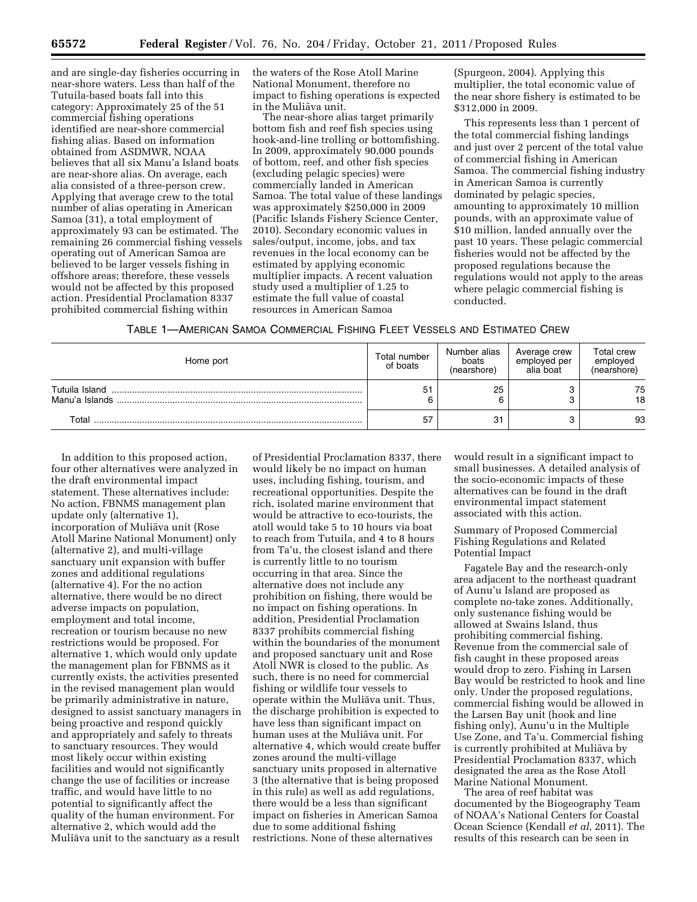and are single-day fisheries occurring in near-shore waters. Less than half of the Tutuila-based boats fall into this category: Approximately 25 of the 51 commercial fishing operations identified are near-shore commercial fishing alias. Based on information obtained from ASDMWR, NOAA believes that all six Manu'a Island boats are near-shore alias. On average, each alia consisted of a three-person crew. Applying that average crew to the total number of alias operating in American Samoa (31), a total employment of approximately 93 can be estimated. The remaining 26 commercial fishing vessels operating out of American Samoa are believed to be larger vessels fishing in offshore areas; therefore, these vessels would not be affected by this proposed action. Presidential Proclamation 8337 prohibited commercial fishing within the waters of the Rose Atoll Marine National Monument, therefore no impact to fishing operations is expected in the Muliāva unit.

The near-shore alias target primarily bottom fish and reef fish species using hook-and-line trolling or bottomfishing. In 2009, approximately 90,000 pounds of bottom, reef, and other fish species (excluding pelagic species) were commercially landed in American Samoa. The total value of these landings was approximately $250,000 in 2009 (Pacific Islands Fishery Science Center, 2010). Secondary economic values in sales/output, income, jobs, and tax revenues in the local economy can be estimated by applying economic multiplier impacts. A recent valuation study used a multiplier of 1.25 to estimate the full value of coastal resources in American Samoa (Spurgeon, 2004). Applying this multiplier, the total economic value of the near shore fishery is estimated to be $312,000 in 2009.

This represents less than 1 percent of the total commercial fishing landings and just over 2 percent of the total value of commercial fishing in American Samoa. The commercial fishing industry in American Samoa is currently dominated by pelagic species, amounting to approximately 10 million pounds, with an approximate value of $10 million, landed annually over the past 10 years. These pelagic commercial fisheries would not be affected by the proposed regulations because the regulations would not apply to the areas where pelagic commercial fishing is conducted.

TABLE 1—AMERICAN SAMOA COMMERCIAL FISHING FLEET VESSELS AND ESTIMATED CREW

| Home port | Total number of boats | Number alias boats (nearshore) | Average crew employed per alia boat | Total crew employed (nearshore) |
|---|---|---|---|---|
| Tutuila Island | 51 | 25 | 3 | 75 |
| Manu'a Islands | 6 | 6 | 3 | 18 |
| Total | 57 | 31 | 3 | 93 |

In addition to this proposed action, four other alternatives were analyzed in the draft environmental impact statement. These alternatives include: No action, FBNMS management plan update only (alternative 1), incorporation of Muliāva unit (Rose Atoll Marine National Monument) only (alternative 2), and multi-village sanctuary unit expansion with buffer zones and additional regulations (alternative 4). For the no action alternative, there would be no direct adverse impacts on population, employment and total income, recreation or tourism because no new restrictions would be proposed. For alternative 1, which would only update the management plan for FBNMS as it currently exists, the activities presented in the revised management plan would be primarily administrative in nature, designed to assist sanctuary managers in being proactive and respond quickly and appropriately and safely to threats to sanctuary resources. They would most likely occur within existing facilities and would not significantly change the use of facilities or increase traffic, and would have little to no potential to significantly affect the quality of the human environment. For alternative 2, which would add the Muliāva unit to the sanctuary as a result of Presidential Proclamation 8337, there would likely be no impact on human uses, including fishing, tourism, and recreational opportunities. Despite the rich, isolated marine environment that would be attractive to eco-tourists, the atoll would take 5 to 10 hours via boat to reach from Tutuila, and 4 to 8 hours from Ta'u, the closest island and there is currently little to no tourism occurring in that area. Since the alternative does not include any prohibition on fishing, there would be no impact on fishing operations. In addition, Presidential Proclamation 8337 prohibits commercial fishing within the boundaries of the monument and proposed sanctuary unit and Rose Atoll NWR is closed to the public. As such, there is no need for commercial fishing or wildlife tour vessels to operate within the Muliāva unit. Thus, the discharge prohibition is expected to have less than significant impact on human uses at the Muliāva unit. For alternative 4, which would create buffer zones around the multi-village sanctuary units proposed in alternative 3 (the alternative that is being proposed in this rule) as well as add regulations, there would be a less than significant impact on fisheries in American Samoa due to some additional fishing restrictions. None of these alternatives would result in a significant impact to small businesses. A detailed analysis of the socio-economic impacts of these alternatives can be found in the draft environmental impact statement associated with this action.

Summary of Proposed Commercial Fishing Regulations and Related Potential Impact

Fagatele Bay and the research-only area adjacent to the northeast quadrant of Aunu'u Island are proposed as complete no-take zones. Additionally, only sustenance fishing would be allowed at Swains Island, thus prohibiting commercial fishing. Revenue from the commercial sale of fish caught in these proposed areas would drop to zero. Fishing in Larsen Bay would be restricted to hook and line only. Under the proposed regulations, commercial fishing would be allowed in the Larsen Bay unit (hook and line fishing only), Aunu'u in the Multiple Use Zone, and Ta'u. Commercial fishing is currently prohibited at Muliāva by Presidential Proclamation 8337, which designated the area as the Rose Atoll Marine National Monument.

The area of reef habitat was documented by the Biogeography Team of NOAA's National Centers for Coastal Ocean Science (Kendall *et al,* 2011). The results of this research can be seen in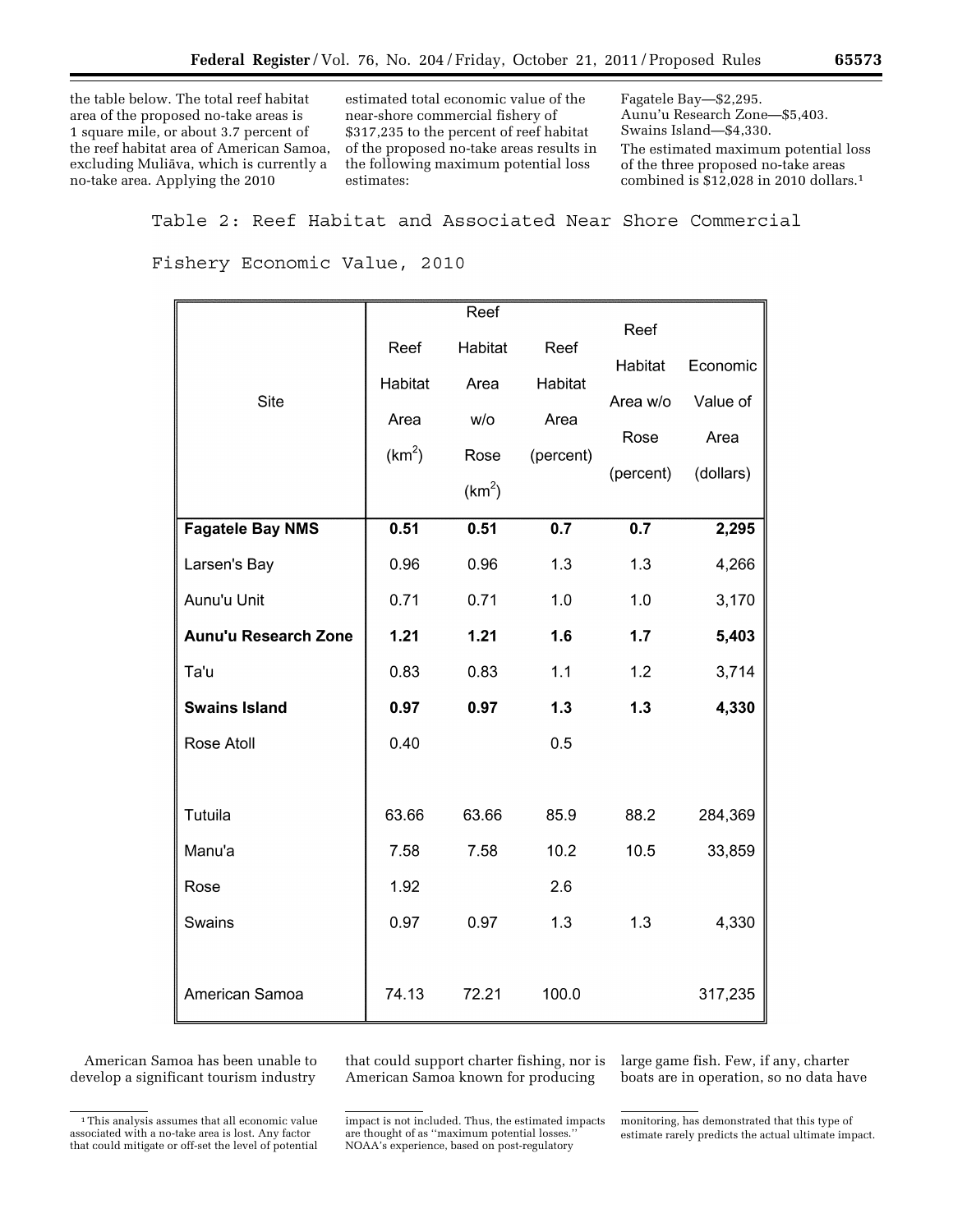the table below. The total reef habitat area of the proposed no-take areas is 1 square mile, or about 3.7 percent of the reef habitat area of American Samoa, excluding Muliāva, which is currently a no-take area. Applying the 2010 estimated total economic value of the near-shore commercial fishery of $317,235 to the percent of reef habitat of the proposed no-take areas results in the following maximum potential loss estimates:

Fagatele Bay—$2,295.
Aunu'u Research Zone—$5,403.
Swains Island—$4,330.

The estimated maximum potential loss of the three proposed no-take areas combined is $12,028 in 2010 dollars.[1]

Table 2: Reef Habitat and Associated Near Shore Commercial Fishery Economic Value, 2010

| Site | Reef Habitat Area ($km^2$) | Reef Habitat Area w/o Rose ($km^2$) | Reef Habitat Area (percent) | Reef Habitat Area w/o Rose (percent) | Economic Value of Area (dollars) |
|---|---|---|---|---|---|
| **Fagatele Bay NMS** | **0.51** | **0.51** | **0.7** | **0.7** | **2,295** |
| Larsen's Bay | 0.96 | 0.96 | 1.3 | 1.3 | 4,266 |
| Aunu'u Unit | 0.71 | 0.71 | 1.0 | 1.0 | 3,170 |
| **Aunu'u Research Zone** | **1.21** | **1.21** | **1.6** | **1.7** | **5,403** |
| Ta'u | 0.83 | 0.83 | 1.1 | 1.2 | 3,714 |
| **Swains Island** | **0.97** | **0.97** | **1.3** | **1.3** | **4,330** |
| Rose Atoll | 0.40 | | 0.5 | | |
| | | | | | |
| Tutuila | 63.66 | 63.66 | 85.9 | 88.2 | 284,369 |
| Manu'a | 7.58 | 7.58 | 10.2 | 10.5 | 33,859 |
| Rose | 1.92 | | 2.6 | | |
| Swains | 0.97 | 0.97 | 1.3 | 1.3 | 4,330 |
| | | | | | |
| American Samoa | 74.13 | 72.21 | 100.0 | | 317,235 |

American Samoa has been unable to develop a significant tourism industry that could support charter fishing, nor is American Samoa known for producing large game fish. Few, if any, charter boats are in operation, so no data have

[1] This analysis assumes that all economic value associated with a no-take area is lost. Any factor that could mitigate or off-set the level of potential impact is not included. Thus, the estimated impacts are thought of as "maximum potential losses." NOAA's experience, based on post-regulatory monitoring, has demonstrated that this type of estimate rarely predicts the actual ultimate impact.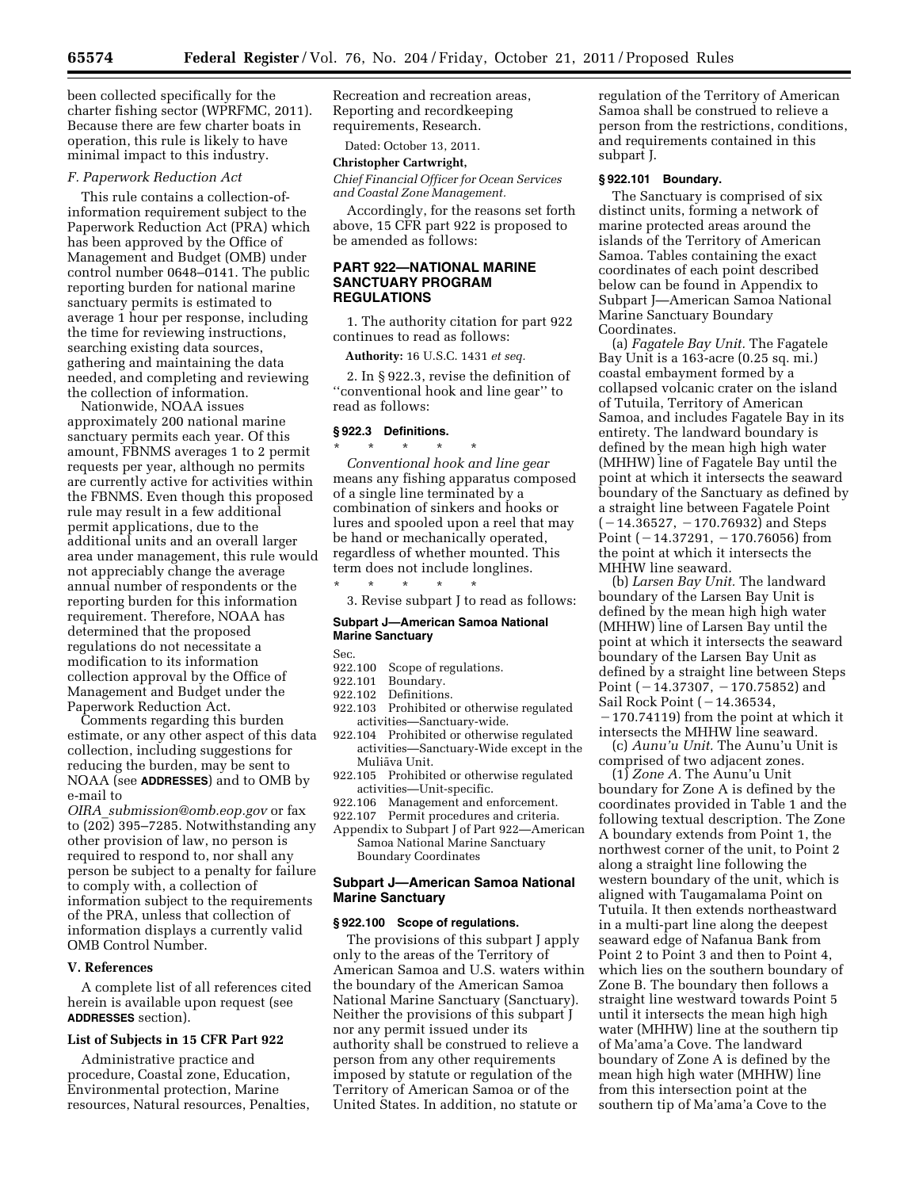been collected specifically for the charter fishing sector (WPRFMC, 2011). Because there are few charter boats in operation, this rule is likely to have minimal impact to this industry.

### *F. Paperwork Reduction Act*

This rule contains a collection-of-information requirement subject to the Paperwork Reduction Act (PRA) which has been approved by the Office of Management and Budget (OMB) under control number 0648–0141. The public reporting burden for national marine sanctuary permits is estimated to average 1 hour per response, including the time for reviewing instructions, searching existing data sources, gathering and maintaining the data needed, and completing and reviewing the collection of information.

Nationwide, NOAA issues approximately 200 national marine sanctuary permits each year. Of this amount, FBNMS averages 1 to 2 permit requests per year, although no permits are currently active for activities within the FBNMS. Even though this proposed rule may result in a few additional permit applications, due to the additional units and an overall larger area under management, this rule would not appreciably change the average annual number of respondents or the reporting burden for this information requirement. Therefore, NOAA has determined that the proposed regulations do not necessitate a modification to its information collection approval by the Office of Management and Budget under the Paperwork Reduction Act.

Comments regarding this burden estimate, or any other aspect of this data collection, including suggestions for reducing the burden, may be sent to NOAA (see **ADDRESSES**) and to OMB by e-mail to *OIRA_submission@omb.eop.gov* or fax to (202) 395–7285. Notwithstanding any other provision of law, no person is required to respond to, nor shall any person be subject to a penalty for failure to comply with, a collection of information subject to the requirements of the PRA, unless that collection of information displays a currently valid OMB Control Number.

## V. References

A complete list of all references cited herein is available upon request (see **ADDRESSES** section).

### List of Subjects in 15 CFR Part 922

Administrative practice and procedure, Coastal zone, Education, Environmental protection, Marine resources, Natural resources, Penalties, Recreation and recreation areas, Reporting and recordkeeping requirements, Research.

Dated: October 13, 2011.

**Christopher Cartwright,**

*Chief Financial Officer for Ocean Services and Coastal Zone Management.*

Accordingly, for the reasons set forth above, 15 CFR part 922 is proposed to be amended as follows:

## PART 922—NATIONAL MARINE SANCTUARY PROGRAM REGULATIONS

1. The authority citation for part 922 continues to read as follows:

**Authority:** 16 U.S.C. 1431 *et seq.*

2. In § 922.3, revise the definition of ''conventional hook and line gear'' to read as follows:

### § 922.3 Definitions.

\* \* \* \* \*

*Conventional hook and line gear* means any fishing apparatus composed of a single line terminated by a combination of sinkers and hooks or lures and spooled upon a reel that may be hand or mechanically operated, regardless of whether mounted. This term does not include longlines.

\* \* \* \* \*

3. Revise subpart J to read as follows:

### Subpart J—American Samoa National Marine Sanctuary

Sec.
922.100 Scope of regulations.
922.101 Boundary.
922.102 Definitions.
922.103 Prohibited or otherwise regulated activities—Sanctuary-wide.
922.104 Prohibited or otherwise regulated activities—Sanctuary-Wide except in the Muliāva Unit.
922.105 Prohibited or otherwise regulated activities—Unit-specific.
922.106 Management and enforcement.
922.107 Permit procedures and criteria.
Appendix to Subpart J of Part 922—American Samoa National Marine Sanctuary Boundary Coordinates

### Subpart J—American Samoa National Marine Sanctuary

### § 922.100 Scope of regulations.

The provisions of this subpart J apply only to the areas of the Territory of American Samoa and U.S. waters within the boundary of the American Samoa National Marine Sanctuary (Sanctuary). Neither the provisions of this subpart J nor any permit issued under its authority shall be construed to relieve a person from any other requirements imposed by statute or regulation of the Territory of American Samoa or of the United States. In addition, no statute or regulation of the Territory of American Samoa shall be construed to relieve a person from the restrictions, conditions, and requirements contained in this subpart J.

### § 922.101 Boundary.

The Sanctuary is comprised of six distinct units, forming a network of marine protected areas around the islands of the Territory of American Samoa. Tables containing the exact coordinates of each point described below can be found in Appendix to Subpart J—American Samoa National Marine Sanctuary Boundary Coordinates.

(a) *Fagatele Bay Unit.* The Fagatele Bay Unit is a 163-acre (0.25 sq. mi.) coastal embayment formed by a collapsed volcanic crater on the island of Tutuila, Territory of American Samoa, and includes Fagatele Bay in its entirety. The landward boundary is defined by the mean high high water (MHHW) line of Fagatele Bay until the point at which it intersects the seaward boundary of the Sanctuary as defined by a straight line between Fagatele Point (−14.36527, −170.76932) and Steps Point (−14.37291, −170.76056) from the point at which it intersects the MHHW line seaward.

(b) *Larsen Bay Unit.* The landward boundary of the Larsen Bay Unit is defined by the mean high high water (MHHW) line of Larsen Bay until the point at which it intersects the seaward boundary of the Larsen Bay Unit as defined by a straight line between Steps Point (−14.37307, −170.75852) and Sail Rock Point (−14.36534, −170.74119) from the point at which it intersects the MHHW line seaward.

(c) *Aunu'u Unit.* The Aunu'u Unit is comprised of two adjacent zones.

(1) *Zone A.* The Aunu'u Unit boundary for Zone A is defined by the coordinates provided in Table 1 and the following textual description. The Zone A boundary extends from Point 1, the northwest corner of the unit, to Point 2 along a straight line following the western boundary of the unit, which is aligned with Taugamalama Point on Tutuila. It then extends northeastward in a multi-part line along the deepest seaward edge of Nafanua Bank from Point 2 to Point 3 and then to Point 4, which lies on the southern boundary of Zone B. The boundary then follows a straight line westward towards Point 5 until it intersects the mean high high water (MHHW) line at the southern tip of Ma'ama'a Cove. The landward boundary of Zone A is defined by the mean high high water (MHHW) line from this intersection point at the southern tip of Ma'ama'a Cove to the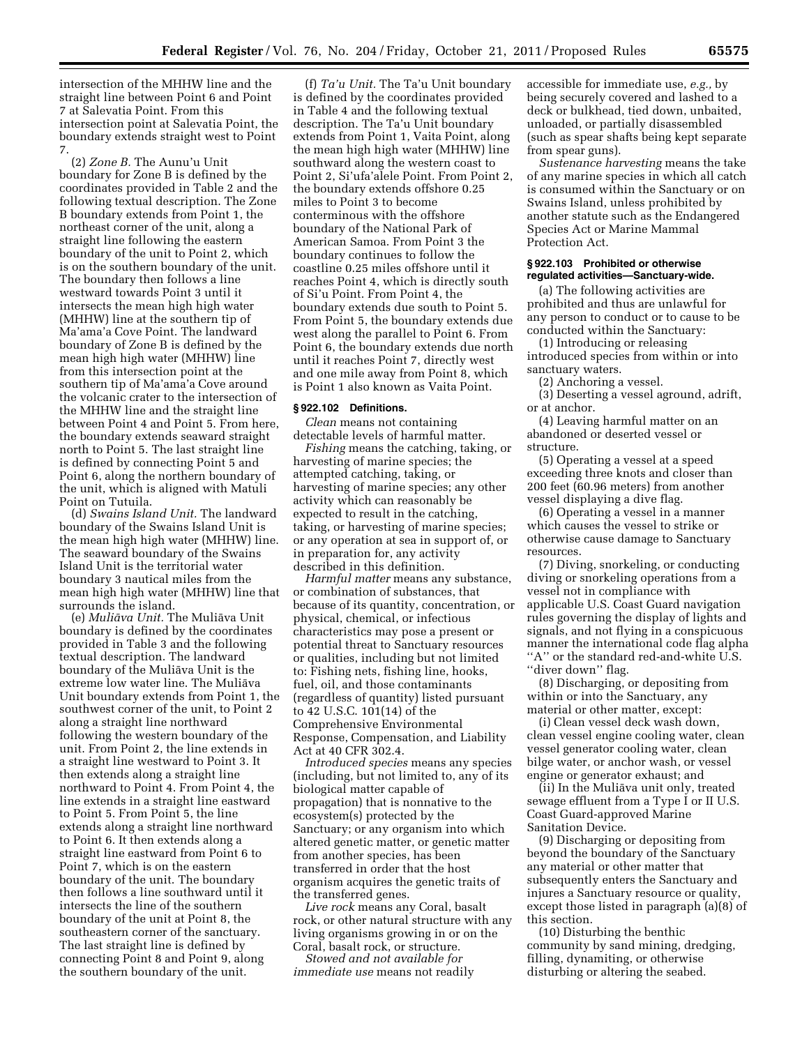intersection of the MHHW line and the straight line between Point 6 and Point 7 at Salevatia Point. From this intersection point at Salevatia Point, the boundary extends straight west to Point 7.

(2) *Zone B.* The Aunu'u Unit boundary for Zone B is defined by the coordinates provided in Table 2 and the following textual description. The Zone B boundary extends from Point 1, the northeast corner of the unit, along a straight line following the eastern boundary of the unit to Point 2, which is on the southern boundary of the unit. The boundary then follows a line westward towards Point 3 until it intersects the mean high high water (MHHW) line at the southern tip of Ma'ama'a Cove Point. The landward boundary of Zone B is defined by the mean high high water (MHHW) line from this intersection point at the southern tip of Ma'ama'a Cove around the volcanic crater to the intersection of the MHHW line and the straight line between Point 4 and Point 5. From here, the boundary extends seaward straight north to Point 5. The last straight line is defined by connecting Point 5 and Point 6, along the northern boundary of the unit, which is aligned with Matuli Point on Tutuila.

(d) *Swains Island Unit.* The landward boundary of the Swains Island Unit is the mean high high water (MHHW) line. The seaward boundary of the Swains Island Unit is the territorial water boundary 3 nautical miles from the mean high high water (MHHW) line that surrounds the island.

(e) *Muliāva Unit.* The Muliāva Unit boundary is defined by the coordinates provided in Table 3 and the following textual description. The landward boundary of the Muliāva Unit is the extreme low water line. The Muliāva Unit boundary extends from Point 1, the southwest corner of the unit, to Point 2 along a straight line northward following the western boundary of the unit. From Point 2, the line extends in a straight line westward to Point 3. It then extends along a straight line northward to Point 4. From Point 4, the line extends in a straight line eastward to Point 5. From Point 5, the line extends along a straight line northward to Point 6. It then extends along a straight line eastward from Point 6 to Point 7, which is on the eastern boundary of the unit. The boundary then follows a line southward until it intersects the line of the southern boundary of the unit at Point 8, the southeastern corner of the sanctuary. The last straight line is defined by connecting Point 8 and Point 9, along the southern boundary of the unit.

(f) *Ta'u Unit.* The Ta'u Unit boundary is defined by the coordinates provided in Table 4 and the following textual description. The Ta'u Unit boundary extends from Point 1, Vaita Point, along the mean high high water (MHHW) line southward along the western coast to Point 2, Si'ufa'alele Point. From Point 2, the boundary extends offshore 0.25 miles to Point 3 to become conterminous with the offshore boundary of the National Park of American Samoa. From Point 3 the boundary continues to follow the coastline 0.25 miles offshore until it reaches Point 4, which is directly south of Si'u Point. From Point 4, the boundary extends due south to Point 5. From Point 5, the boundary extends due west along the parallel to Point 6. From Point 6, the boundary extends due north until it reaches Point 7, directly west and one mile away from Point 8, which is Point 1 also known as Vaita Point.

### § 922.102 Definitions.

*Clean* means not containing detectable levels of harmful matter.

*Fishing* means the catching, taking, or harvesting of marine species; the attempted catching, taking, or harvesting of marine species; any other activity which can reasonably be expected to result in the catching, taking, or harvesting of marine species; or any operation at sea in support of, or in preparation for, any activity described in this definition.

*Harmful matter* means any substance, or combination of substances, that because of its quantity, concentration, or physical, chemical, or infectious characteristics may pose a present or potential threat to Sanctuary resources or qualities, including but not limited to: Fishing nets, fishing line, hooks, fuel, oil, and those contaminants (regardless of quantity) listed pursuant to 42 U.S.C. 101(14) of the Comprehensive Environmental Response, Compensation, and Liability Act at 40 CFR 302.4.

*Introduced species* means any species (including, but not limited to, any of its biological matter capable of propagation) that is nonnative to the ecosystem(s) protected by the Sanctuary; or any organism into which altered genetic matter, or genetic matter from another species, has been transferred in order that the host organism acquires the genetic traits of the transferred genes.

*Live rock* means any Coral, basalt rock, or other natural structure with any living organisms growing in or on the Coral, basalt rock, or structure.

*Stowed and not available for immediate use* means not readily accessible for immediate use, *e.g.,* by being securely covered and lashed to a deck or bulkhead, tied down, unbaited, unloaded, or partially disassembled (such as spear shafts being kept separate from spear guns).

*Sustenance harvesting* means the take of any marine species in which all catch is consumed within the Sanctuary or on Swains Island, unless prohibited by another statute such as the Endangered Species Act or Marine Mammal Protection Act.

### § 922.103 Prohibited or otherwise regulated activities—Sanctuary-wide.

(a) The following activities are prohibited and thus are unlawful for any person to conduct or to cause to be conducted within the Sanctuary:

(1) Introducing or releasing introduced species from within or into sanctuary waters.

(2) Anchoring a vessel.

(3) Deserting a vessel aground, adrift, or at anchor.

(4) Leaving harmful matter on an abandoned or deserted vessel or structure.

(5) Operating a vessel at a speed exceeding three knots and closer than 200 feet (60.96 meters) from another vessel displaying a dive flag.

(6) Operating a vessel in a manner which causes the vessel to strike or otherwise cause damage to Sanctuary resources.

(7) Diving, snorkeling, or conducting diving or snorkeling operations from a vessel not in compliance with applicable U.S. Coast Guard navigation rules governing the display of lights and signals, and not flying in a conspicuous manner the international code flag alpha "A" or the standard red-and-white U.S. "diver down" flag.

(8) Discharging, or depositing from within or into the Sanctuary, any material or other matter, except:

(i) Clean vessel deck wash down, clean vessel engine cooling water, clean vessel generator cooling water, clean bilge water, or anchor wash, or vessel engine or generator exhaust; and

(ii) In the Muliāva unit only, treated sewage effluent from a Type I or II U.S. Coast Guard-approved Marine Sanitation Device.

(9) Discharging or depositing from beyond the boundary of the Sanctuary any material or other matter that subsequently enters the Sanctuary and injures a Sanctuary resource or quality, except those listed in paragraph (a)(8) of this section.

(10) Disturbing the benthic community by sand mining, dredging, filling, dynamiting, or otherwise disturbing or altering the seabed.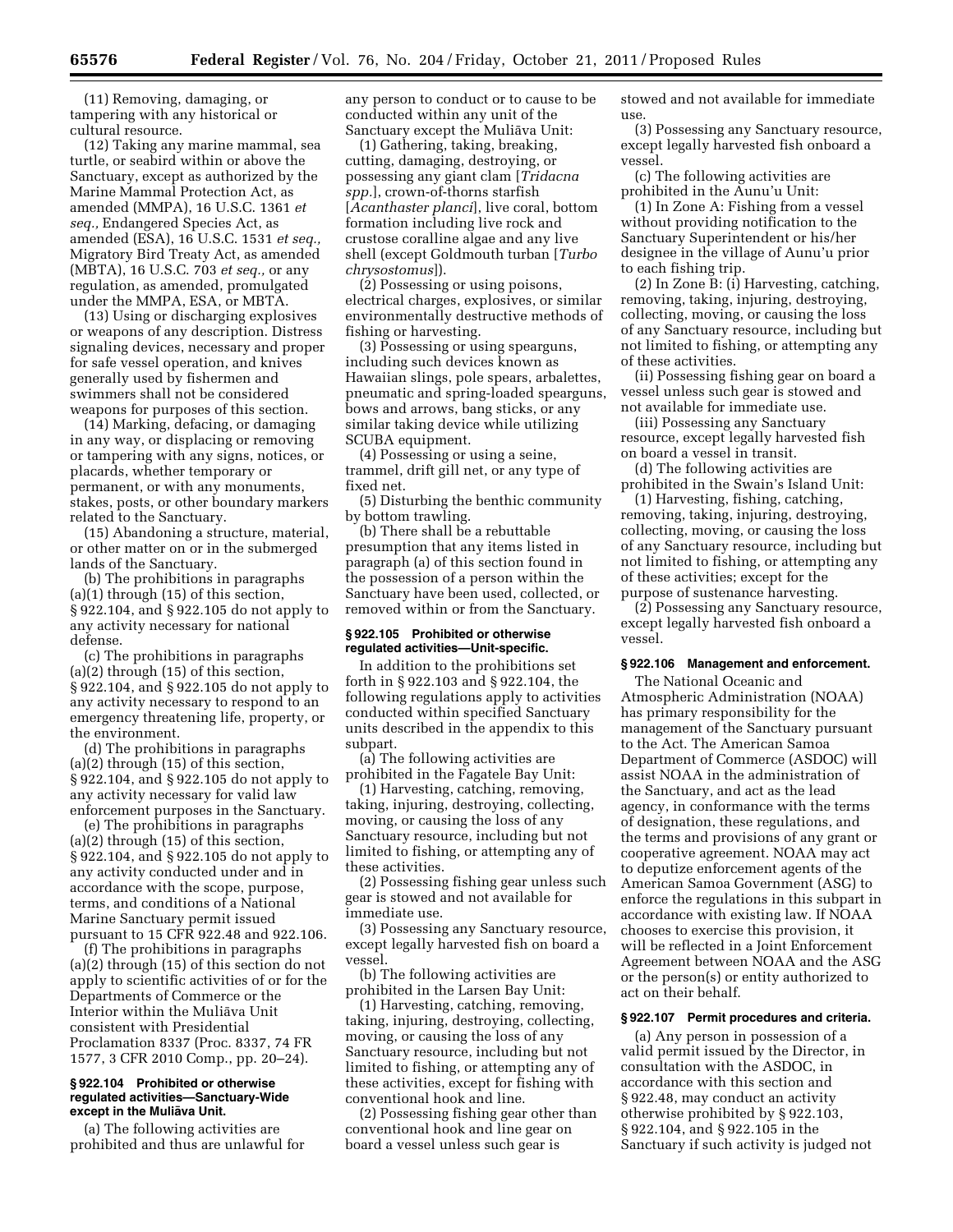(11) Removing, damaging, or tampering with any historical or cultural resource.

(12) Taking any marine mammal, sea turtle, or seabird within or above the Sanctuary, except as authorized by the Marine Mammal Protection Act, as amended (MMPA), 16 U.S.C. 1361 *et seq.,* Endangered Species Act, as amended (ESA), 16 U.S.C. 1531 *et seq.,* Migratory Bird Treaty Act, as amended (MBTA), 16 U.S.C. 703 *et seq.,* or any regulation, as amended, promulgated under the MMPA, ESA, or MBTA.

(13) Using or discharging explosives or weapons of any description. Distress signaling devices, necessary and proper for safe vessel operation, and knives generally used by fishermen and swimmers shall not be considered weapons for purposes of this section.

(14) Marking, defacing, or damaging in any way, or displacing or removing or tampering with any signs, notices, or placards, whether temporary or permanent, or with any monuments, stakes, posts, or other boundary markers related to the Sanctuary.

(15) Abandoning a structure, material, or other matter on or in the submerged lands of the Sanctuary.

(b) The prohibitions in paragraphs (a)(1) through (15) of this section, § 922.104, and § 922.105 do not apply to any activity necessary for national defense.

(c) The prohibitions in paragraphs (a)(2) through (15) of this section, § 922.104, and § 922.105 do not apply to any activity necessary to respond to an emergency threatening life, property, or the environment.

(d) The prohibitions in paragraphs (a)(2) through (15) of this section, § 922.104, and § 922.105 do not apply to any activity necessary for valid law enforcement purposes in the Sanctuary.

(e) The prohibitions in paragraphs (a)(2) through (15) of this section, § 922.104, and § 922.105 do not apply to any activity conducted under and in accordance with the scope, purpose, terms, and conditions of a National Marine Sanctuary permit issued pursuant to 15 CFR 922.48 and 922.106.

(f) The prohibitions in paragraphs (a)(2) through (15) of this section do not apply to scientific activities of or for the Departments of Commerce or the Interior within the Muliāva Unit consistent with Presidential Proclamation 8337 (Proc. 8337, 74 FR 1577, 3 CFR 2010 Comp., pp. 20–24).

#### § 922.104 Prohibited or otherwise regulated activities—Sanctuary-Wide except in the Muliāva Unit.

(a) The following activities are prohibited and thus are unlawful for any person to conduct or to cause to be conducted within any unit of the Sanctuary except the Muliāva Unit:

(1) Gathering, taking, breaking, cutting, damaging, destroying, or possessing any giant clam [*Tridacna spp.*], crown-of-thorns starfish [*Acanthaster planci*], live coral, bottom formation including live rock and crustose coralline algae and any live shell (except Goldmouth turban [*Turbo chrysostomus*]).

(2) Possessing or using poisons, electrical charges, explosives, or similar environmentally destructive methods of fishing or harvesting.

(3) Possessing or using spearguns, including such devices known as Hawaiian slings, pole spears, arbalettes, pneumatic and spring-loaded spearguns, bows and arrows, bang sticks, or any similar taking device while utilizing SCUBA equipment.

(4) Possessing or using a seine, trammel, drift gill net, or any type of fixed net.

(5) Disturbing the benthic community by bottom trawling.

(b) There shall be a rebuttable presumption that any items listed in paragraph (a) of this section found in the possession of a person within the Sanctuary have been used, collected, or removed within or from the Sanctuary.

#### § 922.105 Prohibited or otherwise regulated activities—Unit-specific.

In addition to the prohibitions set forth in § 922.103 and § 922.104, the following regulations apply to activities conducted within specified Sanctuary units described in the appendix to this subpart.

(a) The following activities are prohibited in the Fagatele Bay Unit:

(1) Harvesting, catching, removing, taking, injuring, destroying, collecting, moving, or causing the loss of any Sanctuary resource, including but not limited to fishing, or attempting any of these activities.

(2) Possessing fishing gear unless such gear is stowed and not available for immediate use.

(3) Possessing any Sanctuary resource, except legally harvested fish on board a vessel.

(b) The following activities are prohibited in the Larsen Bay Unit:

(1) Harvesting, catching, removing, taking, injuring, destroying, collecting, moving, or causing the loss of any Sanctuary resource, including but not limited to fishing, or attempting any of these activities, except for fishing with conventional hook and line.

(2) Possessing fishing gear other than conventional hook and line gear on board a vessel unless such gear is stowed and not available for immediate use.

(3) Possessing any Sanctuary resource, except legally harvested fish onboard a vessel.

(c) The following activities are prohibited in the Aunu'u Unit:

(1) In Zone A: Fishing from a vessel without providing notification to the Sanctuary Superintendent or his/her designee in the village of Aunu'u prior to each fishing trip.

(2) In Zone B: (i) Harvesting, catching, removing, taking, injuring, destroying, collecting, moving, or causing the loss of any Sanctuary resource, including but not limited to fishing, or attempting any of these activities.

(ii) Possessing fishing gear on board a vessel unless such gear is stowed and not available for immediate use.

(iii) Possessing any Sanctuary resource, except legally harvested fish on board a vessel in transit.

(d) The following activities are prohibited in the Swain's Island Unit:

(1) Harvesting, fishing, catching, removing, taking, injuring, destroying, collecting, moving, or causing the loss of any Sanctuary resource, including but not limited to fishing, or attempting any of these activities; except for the purpose of sustenance harvesting.

(2) Possessing any Sanctuary resource, except legally harvested fish onboard a vessel.

#### § 922.106 Management and enforcement.

The National Oceanic and Atmospheric Administration (NOAA) has primary responsibility for the management of the Sanctuary pursuant to the Act. The American Samoa Department of Commerce (ASDOC) will assist NOAA in the administration of the Sanctuary, and act as the lead agency, in conformance with the terms of designation, these regulations, and the terms and provisions of any grant or cooperative agreement. NOAA may act to deputize enforcement agents of the American Samoa Government (ASG) to enforce the regulations in this subpart in accordance with existing law. If NOAA chooses to exercise this provision, it will be reflected in a Joint Enforcement Agreement between NOAA and the ASG or the person(s) or entity authorized to act on their behalf.

#### § 922.107 Permit procedures and criteria.

(a) Any person in possession of a valid permit issued by the Director, in consultation with the ASDOC, in accordance with this section and § 922.48, may conduct an activity otherwise prohibited by § 922.103, § 922.104, and § 922.105 in the Sanctuary if such activity is judged not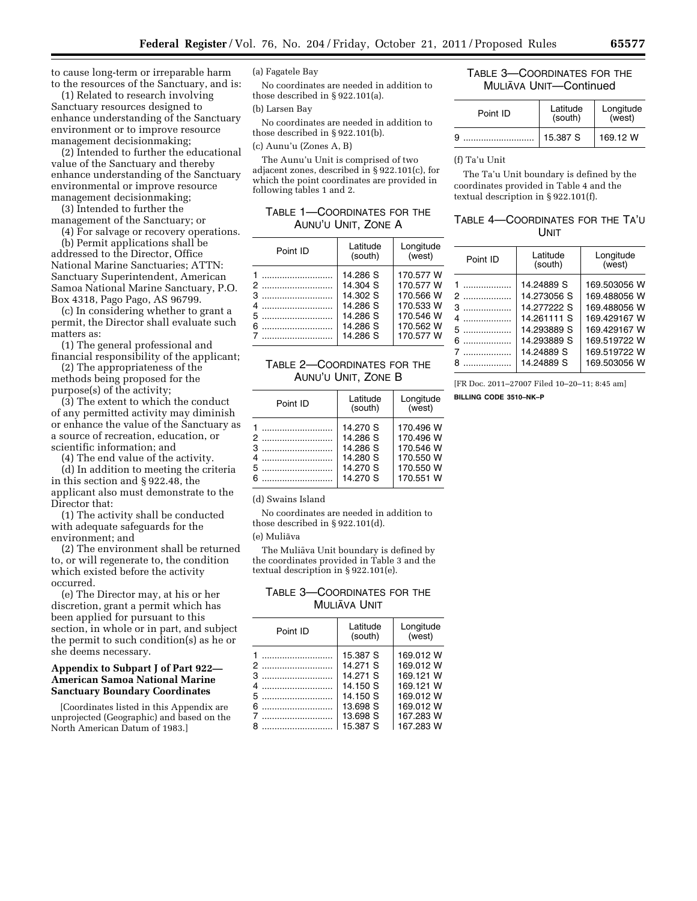to cause long-term or irreparable harm to the resources of the Sanctuary, and is:

(1) Related to research involving Sanctuary resources designed to enhance understanding of the Sanctuary environment or to improve resource management decisionmaking;

(2) Intended to further the educational value of the Sanctuary and thereby enhance understanding of the Sanctuary environmental or improve resource management decisionmaking;

(3) Intended to further the management of the Sanctuary; or

(4) For salvage or recovery operations.

(b) Permit applications shall be addressed to the Director, Office National Marine Sanctuaries; ATTN: Sanctuary Superintendent, American Samoa National Marine Sanctuary, P.O. Box 4318, Pago Pago, AS 96799.

(c) In considering whether to grant a permit, the Director shall evaluate such matters as:

(1) The general professional and financial responsibility of the applicant;

(2) The appropriateness of the methods being proposed for the purpose(s) of the activity;

(3) The extent to which the conduct of any permitted activity may diminish or enhance the value of the Sanctuary as a source of recreation, education, or scientific information; and

(4) The end value of the activity.

(d) In addition to meeting the criteria in this section and § 922.48, the applicant also must demonstrate to the Director that:

(1) The activity shall be conducted with adequate safeguards for the environment; and

(2) The environment shall be returned to, or will regenerate to, the condition which existed before the activity occurred.

(e) The Director may, at his or her discretion, grant a permit which has been applied for pursuant to this section, in whole or in part, and subject the permit to such condition(s) as he or she deems necessary.

**Appendix to Subpart J of Part 922—American Samoa National Marine Sanctuary Boundary Coordinates**

[Coordinates listed in this Appendix are unprojected (Geographic) and based on the North American Datum of 1983.]

(a) Fagatele Bay

No coordinates are needed in addition to those described in § 922.101(a).

(b) Larsen Bay

No coordinates are needed in addition to those described in § 922.101(b).

(c) Aunu'u (Zones A, B)

The Aunu'u Unit is comprised of two adjacent zones, described in § 922.101(c), for which the point coordinates are provided in following tables 1 and 2.

TABLE 1—COORDINATES FOR THE AUNU'U UNIT, ZONE A

| Point ID | Latitude (south) | Longitude (west) |
|---|---|---|
| 1 | 14.286 S | 170.577 W |
| 2 | 14.304 S | 170.577 W |
| 3 | 14.302 S | 170.566 W |
| 4 | 14.286 S | 170.533 W |
| 5 | 14.286 S | 170.546 W |
| 6 | 14.286 S | 170.562 W |
| 7 | 14.286 S | 170.577 W |

TABLE 2—COORDINATES FOR THE AUNU'U UNIT, ZONE B

| Point ID | Latitude (south) | Longitude (west) |
|---|---|---|
| 1 | 14.270 S | 170.496 W |
| 2 | 14.286 S | 170.496 W |
| 3 | 14.286 S | 170.546 W |
| 4 | 14.280 S | 170.550 W |
| 5 | 14.270 S | 170.550 W |
| 6 | 14.270 S | 170.551 W |

(d) Swains Island

No coordinates are needed in addition to those described in § 922.101(d).

(e) Muliāva

The Muliāva Unit boundary is defined by the coordinates provided in Table 3 and the textual description in § 922.101(e).

TABLE 3—COORDINATES FOR THE MULIĀVA UNIT

| Point ID | Latitude (south) | Longitude (west) |
|---|---|---|
| 1 | 15.387 S | 169.012 W |
| 2 | 14.271 S | 169.012 W |
| 3 | 14.271 S | 169.121 W |
| 4 | 14.150 S | 169.121 W |
| 5 | 14.150 S | 169.012 W |
| 6 | 13.698 S | 169.012 W |
| 7 | 13.698 S | 167.283 W |
| 8 | 15.387 S | 167.283 W |
| 9 | 15.387 S | 169.12 W |

(f) Ta'u Unit

The Ta'u Unit boundary is defined by the coordinates provided in Table 4 and the textual description in § 922.101(f).

TABLE 4—COORDINATES FOR THE TA'U UNIT

| Point ID | Latitude (south) | Longitude (west) |
|---|---|---|
| 1 | 14.24889 S | 169.503056 W |
| 2 | 14.273056 S | 169.488056 W |
| 3 | 14.277222 S | 169.488056 W |
| 4 | 14.261111 S | 169.429167 W |
| 5 | 14.293889 S | 169.429167 W |
| 6 | 14.293889 S | 169.519722 W |
| 7 | 14.24889 S | 169.519722 W |
| 8 | 14.24889 S | 169.503056 W |

[FR Doc. 2011–27007 Filed 10–20–11; 8:45 am]

**BILLING CODE 3510–NK–P**